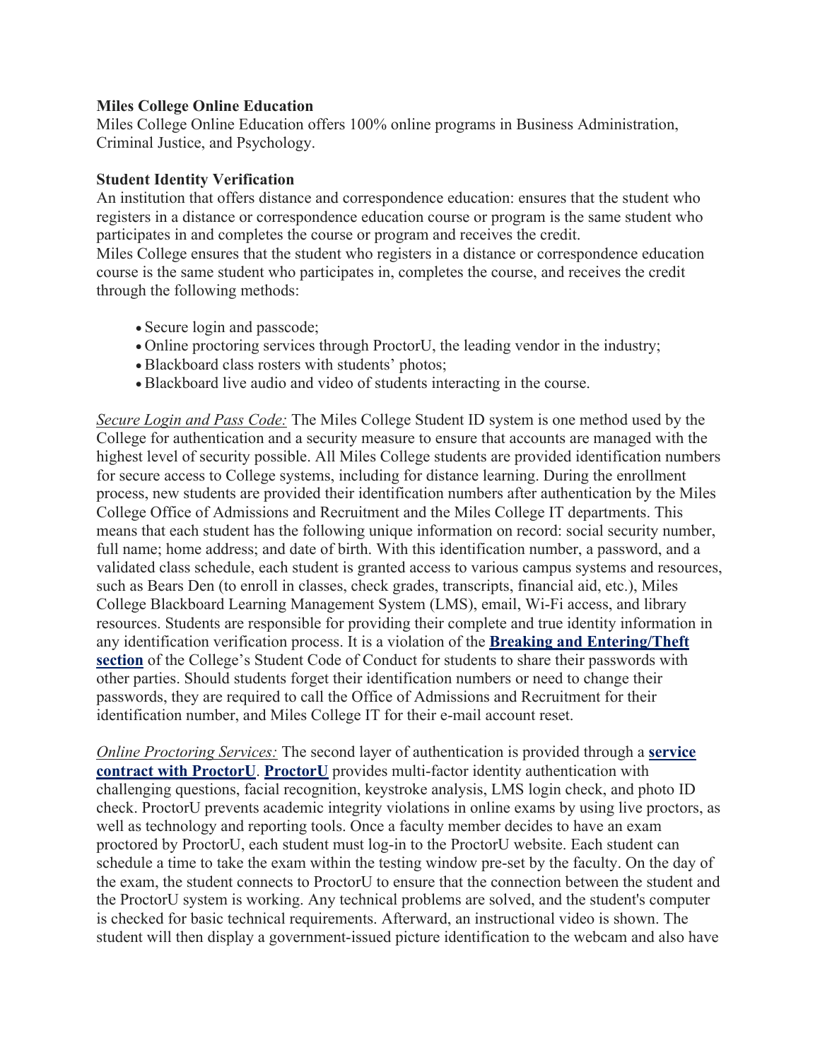**Miles College Online Education**

Miles College Online Education offers 100% online programs in Business Administration, Criminal Justice, and Psychology.

**Student Identity Verification**

An institution that offers distance and correspondence education: ensures that the student who registers in a distance or correspondence education course or program is the same student who participates in and completes the course or program and receives the credit.

Miles College ensures that the student who registers in a distance or correspondence education course is the same student who participates in, completes the course, and receives the credit through the following methods:

- Secure login and passcode;
- Online proctoring services through ProctorU, the leading vendor in the industry;
- Blackboard class rosters with students' photos;
- Blackboard live audio and video of students interacting in the course.

*Secure Login and Pass Code:* The Miles College Student ID system is one method used by the College for authentication and a security measure to ensure that accounts are managed with the highest level of security possible. All Miles College students are provided identification numbers for secure access to College systems, including for distance learning. During the enrollment process, new students are provided their identification numbers after authentication by the Miles College Office of Admissions and Recruitment and the Miles College IT departments. This means that each student has the following unique information on record: social security number, full name; home address; and date of birth. With this identification number, a password, and a validated class schedule, each student is granted access to various campus systems and resources, such as Bears Den (to enroll in classes, check grades, transcripts, financial aid, etc.), Miles College Blackboard Learning Management System (LMS), email, Wi-Fi access, and library resources. Students are responsible for providing their complete and true identity information in any identification verification process. It is a violation of the **Breaking and Entering/Theft section** of the College's Student Code of Conduct for students to share their passwords with other parties. Should students forget their identification numbers or need to change their passwords, they are required to call the Office of Admissions and Recruitment for their identification number, and Miles College IT for their e-mail account reset.

*Online Proctoring Services:* The second layer of authentication is provided through a **service contract with ProctorU**. **ProctorU** provides multi-factor identity authentication with challenging questions, facial recognition, keystroke analysis, LMS login check, and photo ID check. ProctorU prevents academic integrity violations in online exams by using live proctors, as well as technology and reporting tools. Once a faculty member decides to have an exam proctored by ProctorU, each student must log-in to the ProctorU website. Each student can schedule a time to take the exam within the testing window pre-set by the faculty. On the day of the exam, the student connects to ProctorU to ensure that the connection between the student and the ProctorU system is working. Any technical problems are solved, and the student's computer is checked for basic technical requirements. Afterward, an instructional video is shown. The student will then display a government-issued picture identification to the webcam and also have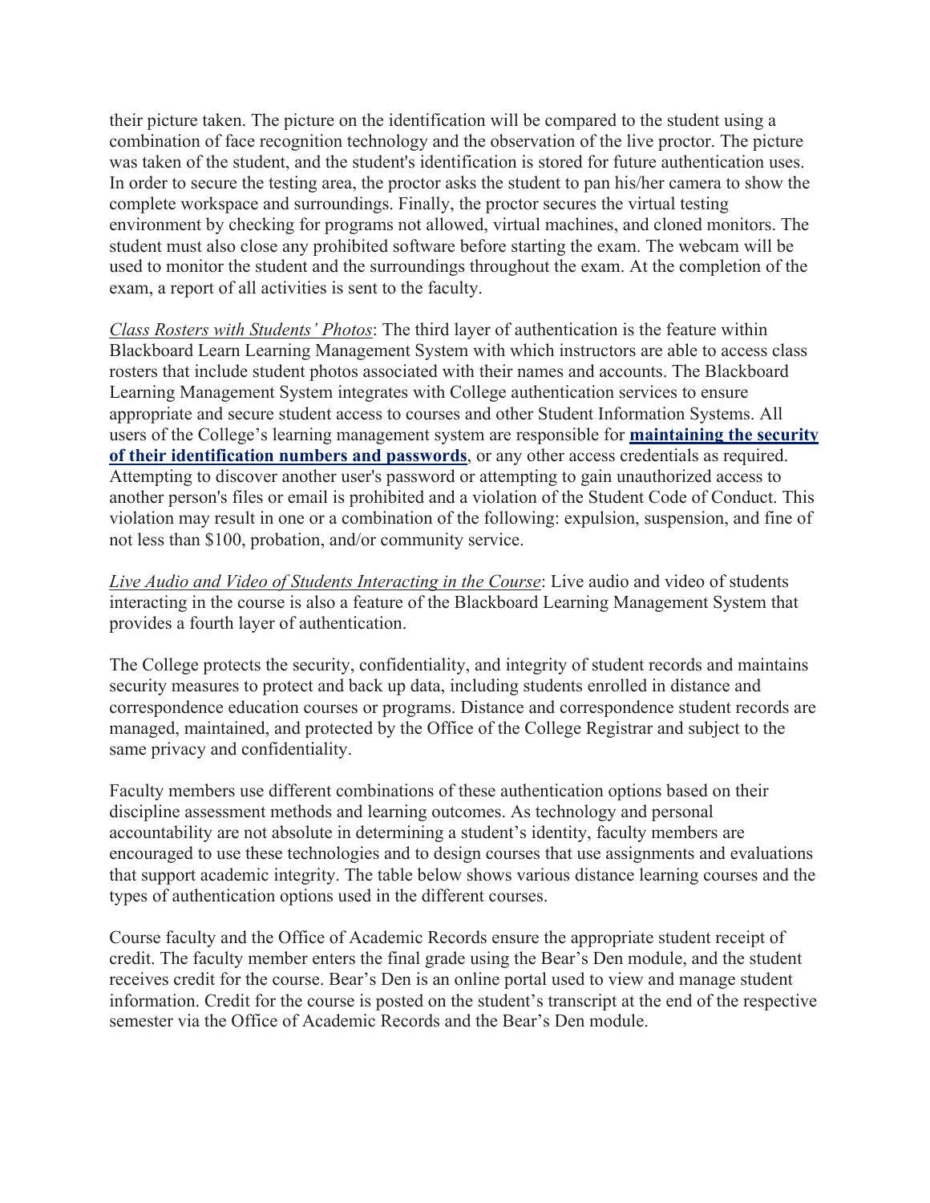their picture taken. The picture on the identification will be compared to the student using a combination of face recognition technology and the observation of the live proctor. The picture was taken of the student, and the student's identification is stored for future authentication uses. In order to secure the testing area, the proctor asks the student to pan his/her camera to show the complete workspace and surroundings. Finally, the proctor secures the virtual testing environment by checking for programs not allowed, virtual machines, and cloned monitors. The student must also close any prohibited software before starting the exam. The webcam will be used to monitor the student and the surroundings throughout the exam. At the completion of the exam, a report of all activities is sent to the faculty.

*Class Rosters with Students' Photos*: The third layer of authentication is the feature within Blackboard Learn Learning Management System with which instructors are able to access class rosters that include student photos associated with their names and accounts. The Blackboard Learning Management System integrates with College authentication services to ensure appropriate and secure student access to courses and other Student Information Systems. All users of the College's learning management system are responsible for **maintaining the security of their identification numbers and passwords**, or any other access credentials as required. Attempting to discover another user's password or attempting to gain unauthorized access to another person's files or email is prohibited and a violation of the Student Code of Conduct. This violation may result in one or a combination of the following: expulsion, suspension, and fine of not less than $100, probation, and/or community service.

*Live Audio and Video of Students Interacting in the Course*: Live audio and video of students interacting in the course is also a feature of the Blackboard Learning Management System that provides a fourth layer of authentication.

The College protects the security, confidentiality, and integrity of student records and maintains security measures to protect and back up data, including students enrolled in distance and correspondence education courses or programs. Distance and correspondence student records are managed, maintained, and protected by the Office of the College Registrar and subject to the same privacy and confidentiality.

Faculty members use different combinations of these authentication options based on their discipline assessment methods and learning outcomes. As technology and personal accountability are not absolute in determining a student's identity, faculty members are encouraged to use these technologies and to design courses that use assignments and evaluations that support academic integrity. The table below shows various distance learning courses and the types of authentication options used in the different courses.

Course faculty and the Office of Academic Records ensure the appropriate student receipt of credit. The faculty member enters the final grade using the Bear's Den module, and the student receives credit for the course. Bear's Den is an online portal used to view and manage student information. Credit for the course is posted on the student's transcript at the end of the respective semester via the Office of Academic Records and the Bear's Den module.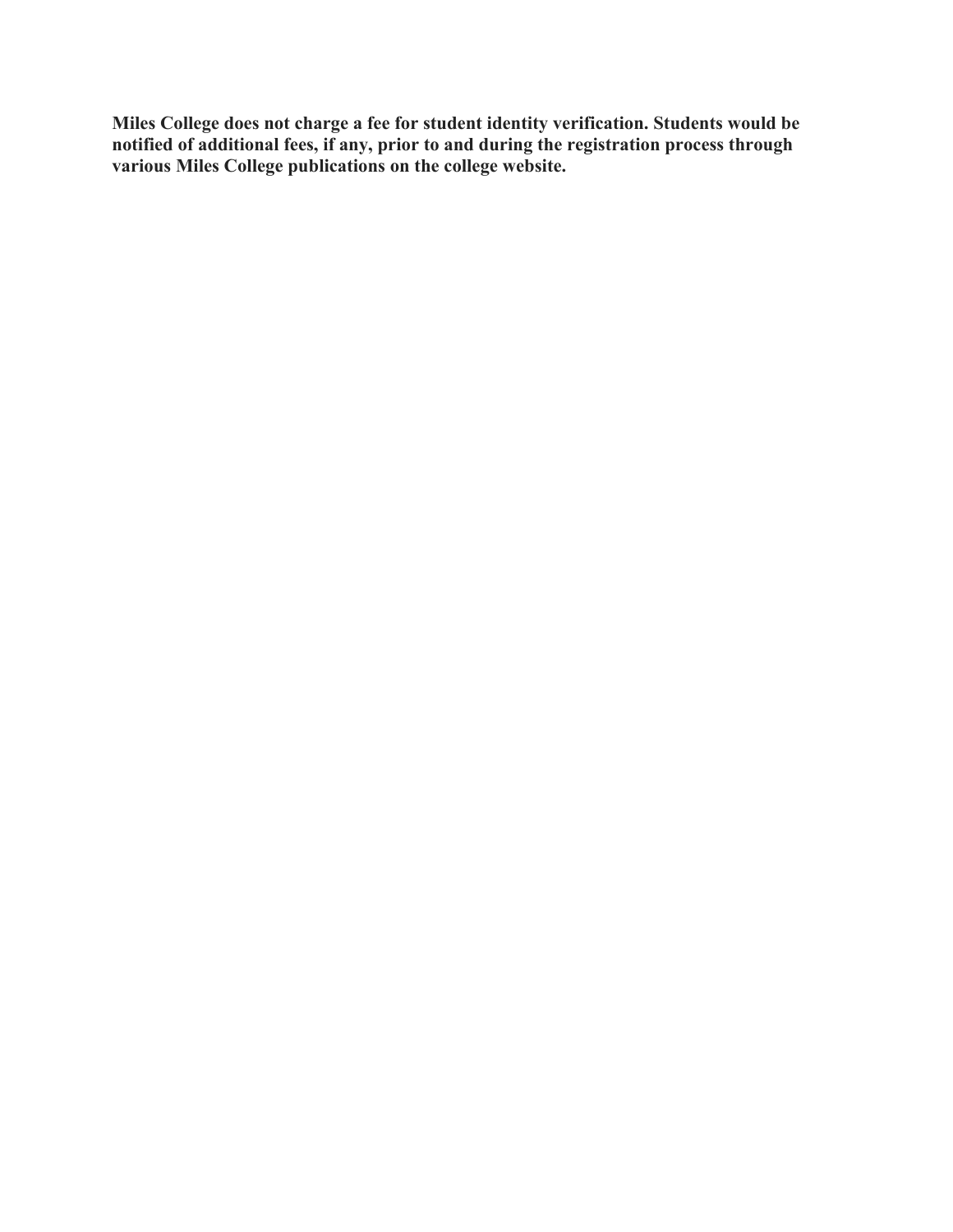**Miles College does not charge a fee for student identity verification. Students would be notified of additional fees, if any, prior to and during the registration process through various Miles College publications on the college website.**